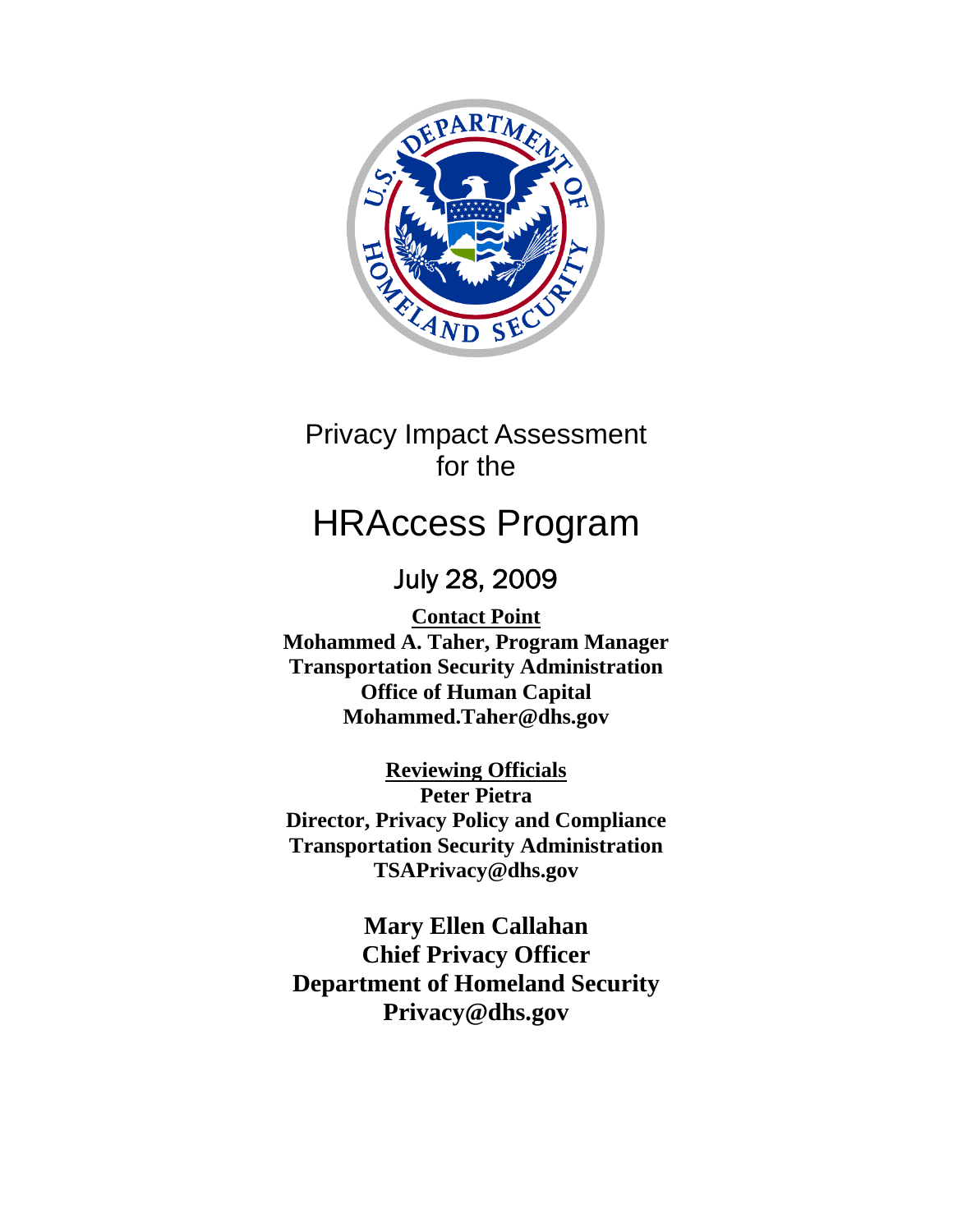# Privacy Impact Assessment for the

# HRAccess Program

## July 28, 2009

**Contact Point**
**Mohammed A. Taher, Program Manager**
**Transportation Security Administration**
**Office of Human Capital**
**Mohammed.Taher@dhs.gov**

**Reviewing Officials**
**Peter Pietra**
**Director, Privacy Policy and Compliance**
**Transportation Security Administration**
**TSAPrivacy@dhs.gov**

**Mary Ellen Callahan**
**Chief Privacy Officer**
**Department of Homeland Security**
**Privacy@dhs.gov**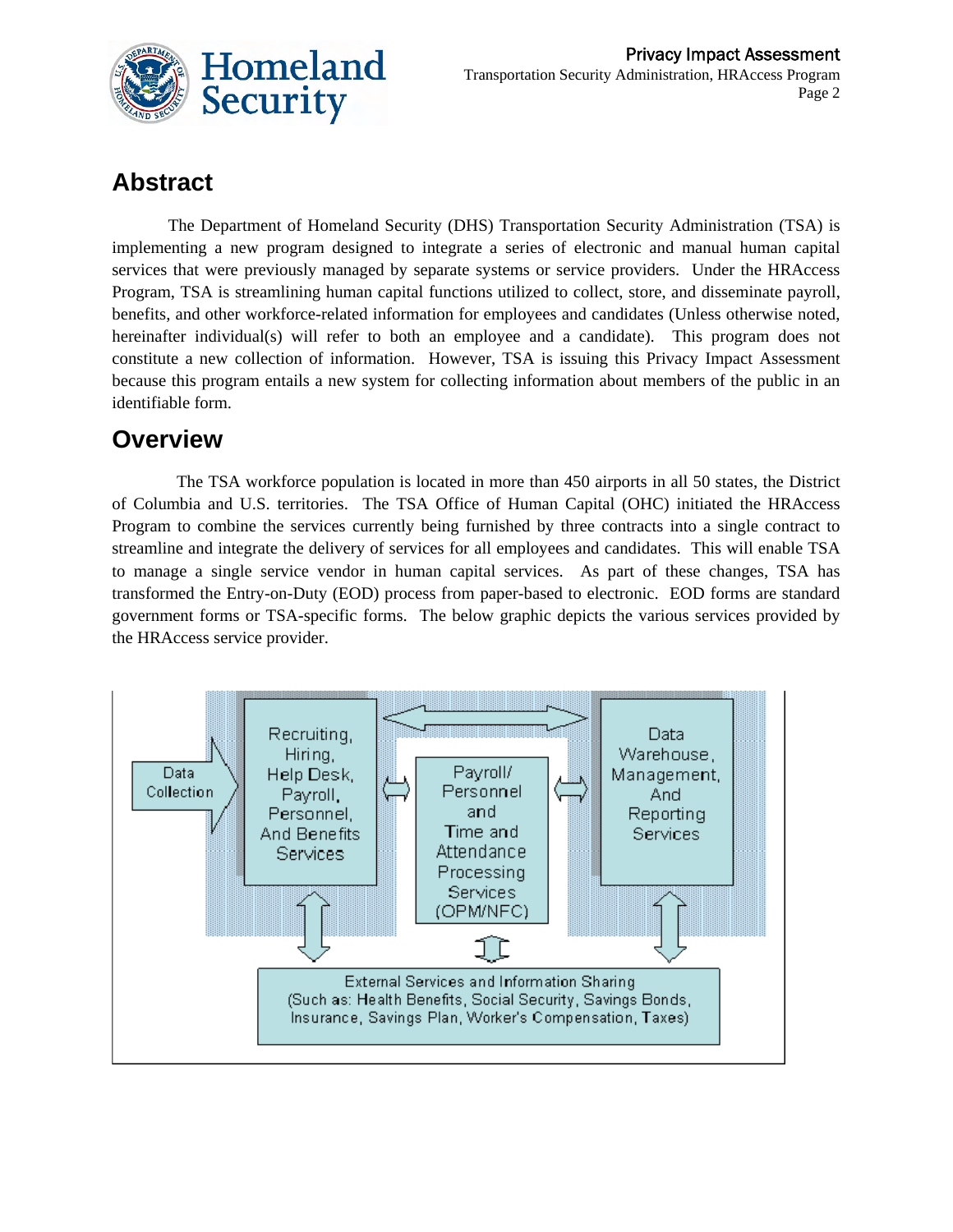## Abstract

The Department of Homeland Security (DHS) Transportation Security Administration (TSA) is implementing a new program designed to integrate a series of electronic and manual human capital services that were previously managed by separate systems or service providers. Under the HRAccess Program, TSA is streamlining human capital functions utilized to collect, store, and disseminate payroll, benefits, and other workforce-related information for employees and candidates (Unless otherwise noted, hereinafter individual(s) will refer to both an employee and a candidate). This program does not constitute a new collection of information. However, TSA is issuing this Privacy Impact Assessment because this program entails a new system for collecting information about members of the public in an identifiable form.

## Overview

The TSA workforce population is located in more than 450 airports in all 50 states, the District of Columbia and U.S. territories. The TSA Office of Human Capital (OHC) initiated the HRAccess Program to combine the services currently being furnished by three contracts into a single contract to streamline and integrate the delivery of services for all employees and candidates. This will enable TSA to manage a single service vendor in human capital services. As part of these changes, TSA has transformed the Entry-on-Duty (EOD) process from paper-based to electronic. EOD forms are standard government forms or TSA-specific forms. The below graphic depicts the various services provided by the HRAccess service provider.

Data Collection

Recruiting, Hiring, Help Desk, Payroll, Personnel, And Benefits Services

Payroll/ Personnel and Time and Attendance Processing Services (OPM/NFC)

Data Warehouse, Management, And Reporting Services

External Services and Information Sharing (Such as: Health Benefits, Social Security, Savings Bonds, Insurance, Savings Plan, Worker's Compensation, Taxes)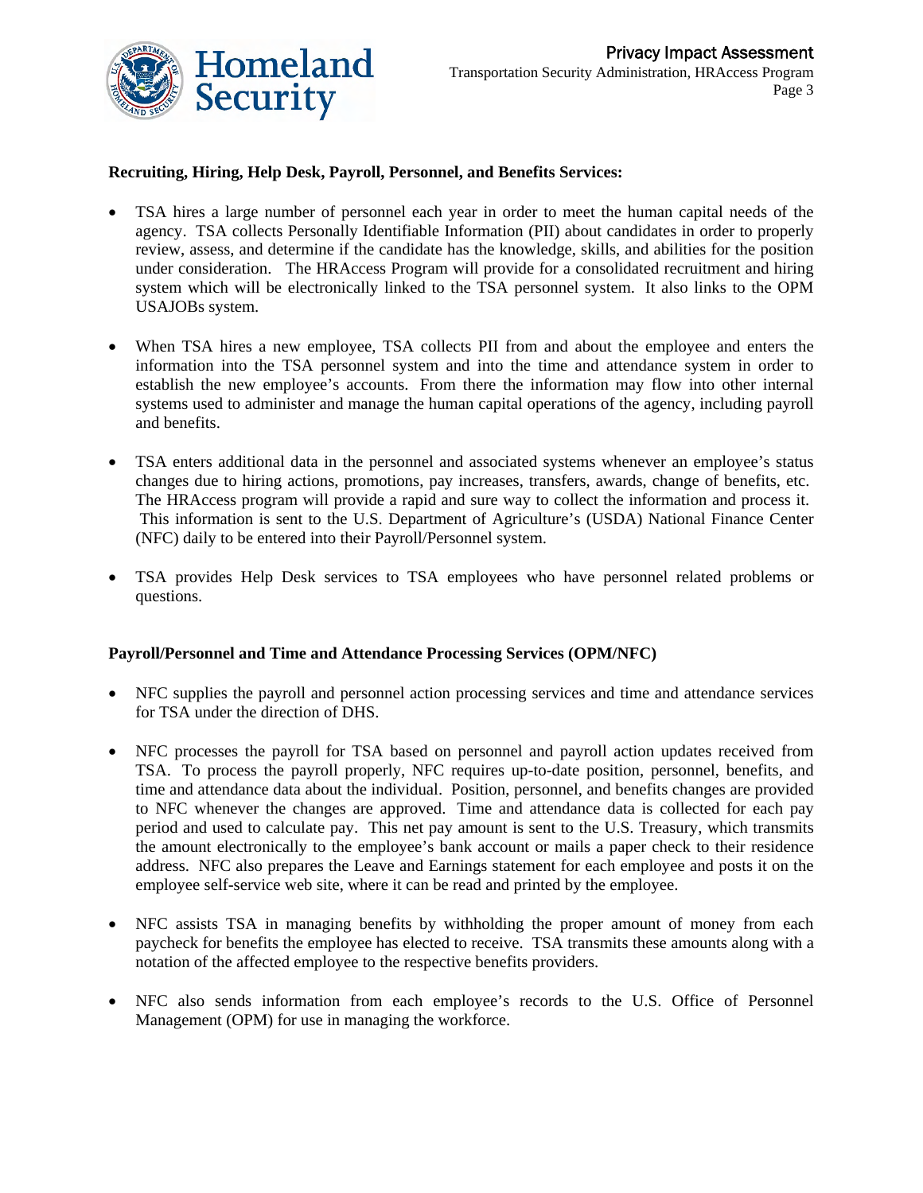**Recruiting, Hiring, Help Desk, Payroll, Personnel, and Benefits Services:**

- TSA hires a large number of personnel each year in order to meet the human capital needs of the agency. TSA collects Personally Identifiable Information (PII) about candidates in order to properly review, assess, and determine if the candidate has the knowledge, skills, and abilities for the position under consideration. The HRAccess Program will provide for a consolidated recruitment and hiring system which will be electronically linked to the TSA personnel system. It also links to the OPM USAJOBs system.

- When TSA hires a new employee, TSA collects PII from and about the employee and enters the information into the TSA personnel system and into the time and attendance system in order to establish the new employee's accounts. From there the information may flow into other internal systems used to administer and manage the human capital operations of the agency, including payroll and benefits.

- TSA enters additional data in the personnel and associated systems whenever an employee's status changes due to hiring actions, promotions, pay increases, transfers, awards, change of benefits, etc. The HRAccess program will provide a rapid and sure way to collect the information and process it. This information is sent to the U.S. Department of Agriculture's (USDA) National Finance Center (NFC) daily to be entered into their Payroll/Personnel system.

- TSA provides Help Desk services to TSA employees who have personnel related problems or questions.

**Payroll/Personnel and Time and Attendance Processing Services (OPM/NFC)**

- NFC supplies the payroll and personnel action processing services and time and attendance services for TSA under the direction of DHS.

- NFC processes the payroll for TSA based on personnel and payroll action updates received from TSA. To process the payroll properly, NFC requires up-to-date position, personnel, benefits, and time and attendance data about the individual. Position, personnel, and benefits changes are provided to NFC whenever the changes are approved. Time and attendance data is collected for each pay period and used to calculate pay. This net pay amount is sent to the U.S. Treasury, which transmits the amount electronically to the employee's bank account or mails a paper check to their residence address. NFC also prepares the Leave and Earnings statement for each employee and posts it on the employee self-service web site, where it can be read and printed by the employee.

- NFC assists TSA in managing benefits by withholding the proper amount of money from each paycheck for benefits the employee has elected to receive. TSA transmits these amounts along with a notation of the affected employee to the respective benefits providers.

- NFC also sends information from each employee's records to the U.S. Office of Personnel Management (OPM) for use in managing the workforce.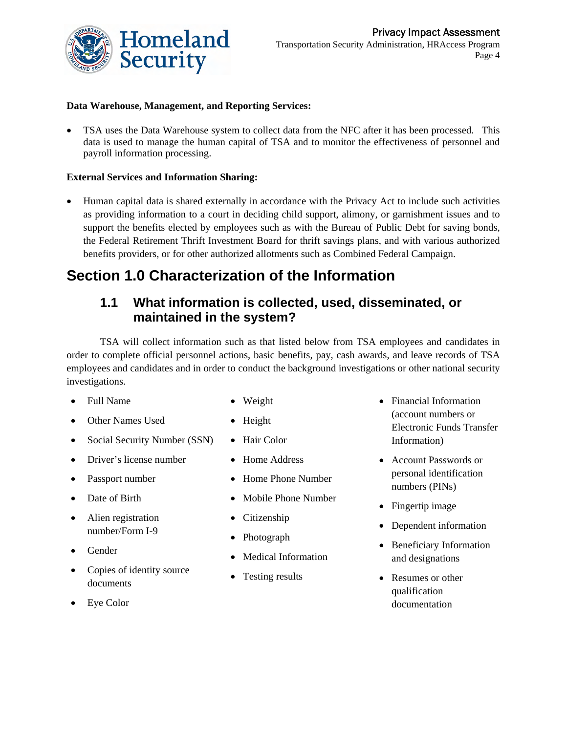**Data Warehouse, Management, and Reporting Services:**

- TSA uses the Data Warehouse system to collect data from the NFC after it has been processed. This data is used to manage the human capital of TSA and to monitor the effectiveness of personnel and payroll information processing.

**External Services and Information Sharing:**

- Human capital data is shared externally in accordance with the Privacy Act to include such activities as providing information to a court in deciding child support, alimony, or garnishment issues and to support the benefits elected by employees such as with the Bureau of Public Debt for saving bonds, the Federal Retirement Thrift Investment Board for thrift savings plans, and with various authorized benefits providers, or for other authorized allotments such as Combined Federal Campaign.

# Section 1.0 Characterization of the Information

## 1.1 What information is collected, used, disseminated, or maintained in the system?

TSA will collect information such as that listed below from TSA employees and candidates in order to complete official personnel actions, basic benefits, pay, cash awards, and leave records of TSA employees and candidates and in order to conduct the background investigations or other national security investigations.

- Full Name
- Other Names Used
- Social Security Number (SSN)
- Driver's license number
- Passport number
- Date of Birth
- Alien registration number/Form I-9
- Gender
- Copies of identity source documents
- Eye Color
- Weight
- Height
- Hair Color
- Home Address
- Home Phone Number
- Mobile Phone Number
- Citizenship
- Photograph
- Medical Information
- Testing results
- Financial Information (account numbers or Electronic Funds Transfer Information)
- Account Passwords or personal identification numbers (PINs)
- Fingertip image
- Dependent information
- Beneficiary Information and designations
- Resumes or other qualification documentation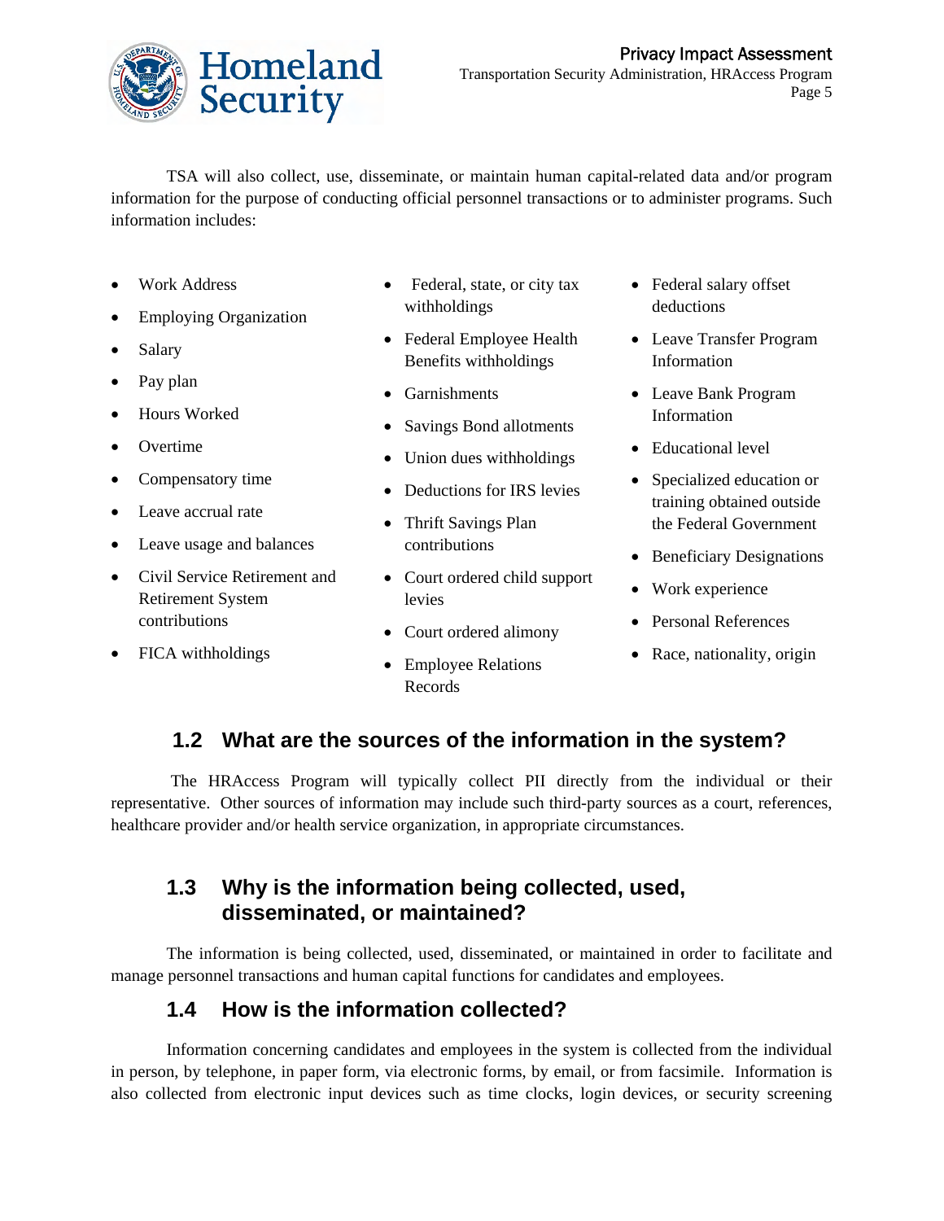TSA will also collect, use, disseminate, or maintain human capital-related data and/or program information for the purpose of conducting official personnel transactions or to administer programs. Such information includes:

- Work Address
- Employing Organization
- Salary
- Pay plan
- Hours Worked
- Overtime
- Compensatory time
- Leave accrual rate
- Leave usage and balances
- Civil Service Retirement and Retirement System contributions
- FICA withholdings
- Federal, state, or city tax withholdings
- Federal Employee Health Benefits withholdings
- Garnishments
- Savings Bond allotments
- Union dues withholdings
- Deductions for IRS levies
- Thrift Savings Plan contributions
- Court ordered child support levies
- Court ordered alimony
- Employee Relations Records
- Federal salary offset deductions
- Leave Transfer Program Information
- Leave Bank Program Information
- Educational level
- Specialized education or training obtained outside the Federal Government
- Beneficiary Designations
- Work experience
- Personal References
- Race, nationality, origin

## 1.2 What are the sources of the information in the system?

The HRAccess Program will typically collect PII directly from the individual or their representative. Other sources of information may include such third-party sources as a court, references, healthcare provider and/or health service organization, in appropriate circumstances.

## 1.3 Why is the information being collected, used, disseminated, or maintained?

The information is being collected, used, disseminated, or maintained in order to facilitate and manage personnel transactions and human capital functions for candidates and employees.

## 1.4 How is the information collected?

Information concerning candidates and employees in the system is collected from the individual in person, by telephone, in paper form, via electronic forms, by email, or from facsimile. Information is also collected from electronic input devices such as time clocks, login devices, or security screening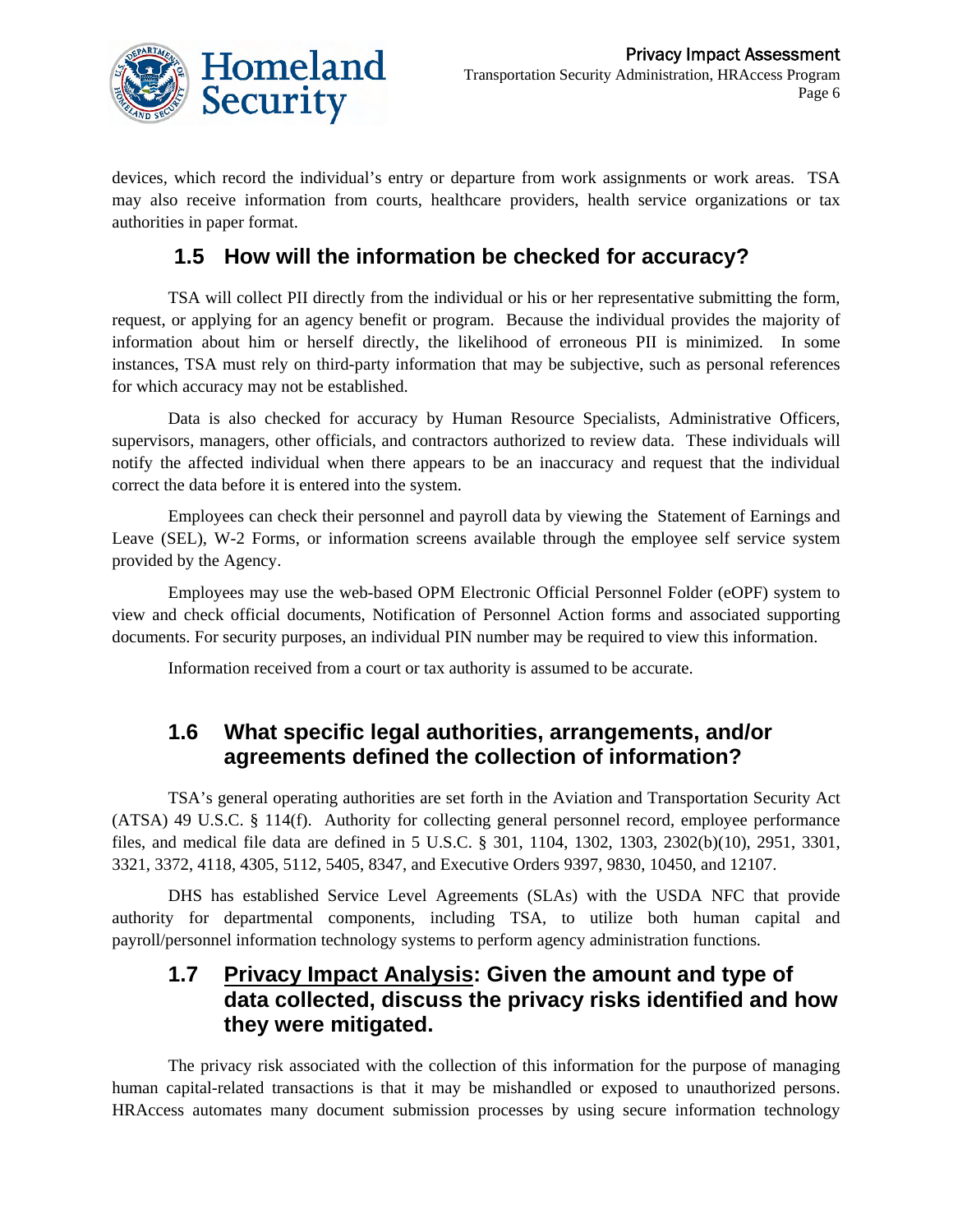devices, which record the individual's entry or departure from work assignments or work areas. TSA may also receive information from courts, healthcare providers, health service organizations or tax authorities in paper format.

## 1.5 How will the information be checked for accuracy?

TSA will collect PII directly from the individual or his or her representative submitting the form, request, or applying for an agency benefit or program. Because the individual provides the majority of information about him or herself directly, the likelihood of erroneous PII is minimized. In some instances, TSA must rely on third-party information that may be subjective, such as personal references for which accuracy may not be established.

Data is also checked for accuracy by Human Resource Specialists, Administrative Officers, supervisors, managers, other officials, and contractors authorized to review data. These individuals will notify the affected individual when there appears to be an inaccuracy and request that the individual correct the data before it is entered into the system.

Employees can check their personnel and payroll data by viewing the Statement of Earnings and Leave (SEL), W-2 Forms, or information screens available through the employee self service system provided by the Agency.

Employees may use the web-based OPM Electronic Official Personnel Folder (eOPF) system to view and check official documents, Notification of Personnel Action forms and associated supporting documents. For security purposes, an individual PIN number may be required to view this information.

Information received from a court or tax authority is assumed to be accurate.

## 1.6 What specific legal authorities, arrangements, and/or agreements defined the collection of information?

TSA's general operating authorities are set forth in the Aviation and Transportation Security Act (ATSA) 49 U.S.C. § 114(f). Authority for collecting general personnel record, employee performance files, and medical file data are defined in 5 U.S.C. § 301, 1104, 1302, 1303, 2302(b)(10), 2951, 3301, 3321, 3372, 4118, 4305, 5112, 5405, 8347, and Executive Orders 9397, 9830, 10450, and 12107.

DHS has established Service Level Agreements (SLAs) with the USDA NFC that provide authority for departmental components, including TSA, to utilize both human capital and payroll/personnel information technology systems to perform agency administration functions.

## 1.7 Privacy Impact Analysis: Given the amount and type of data collected, discuss the privacy risks identified and how they were mitigated.

The privacy risk associated with the collection of this information for the purpose of managing human capital-related transactions is that it may be mishandled or exposed to unauthorized persons. HRAccess automates many document submission processes by using secure information technology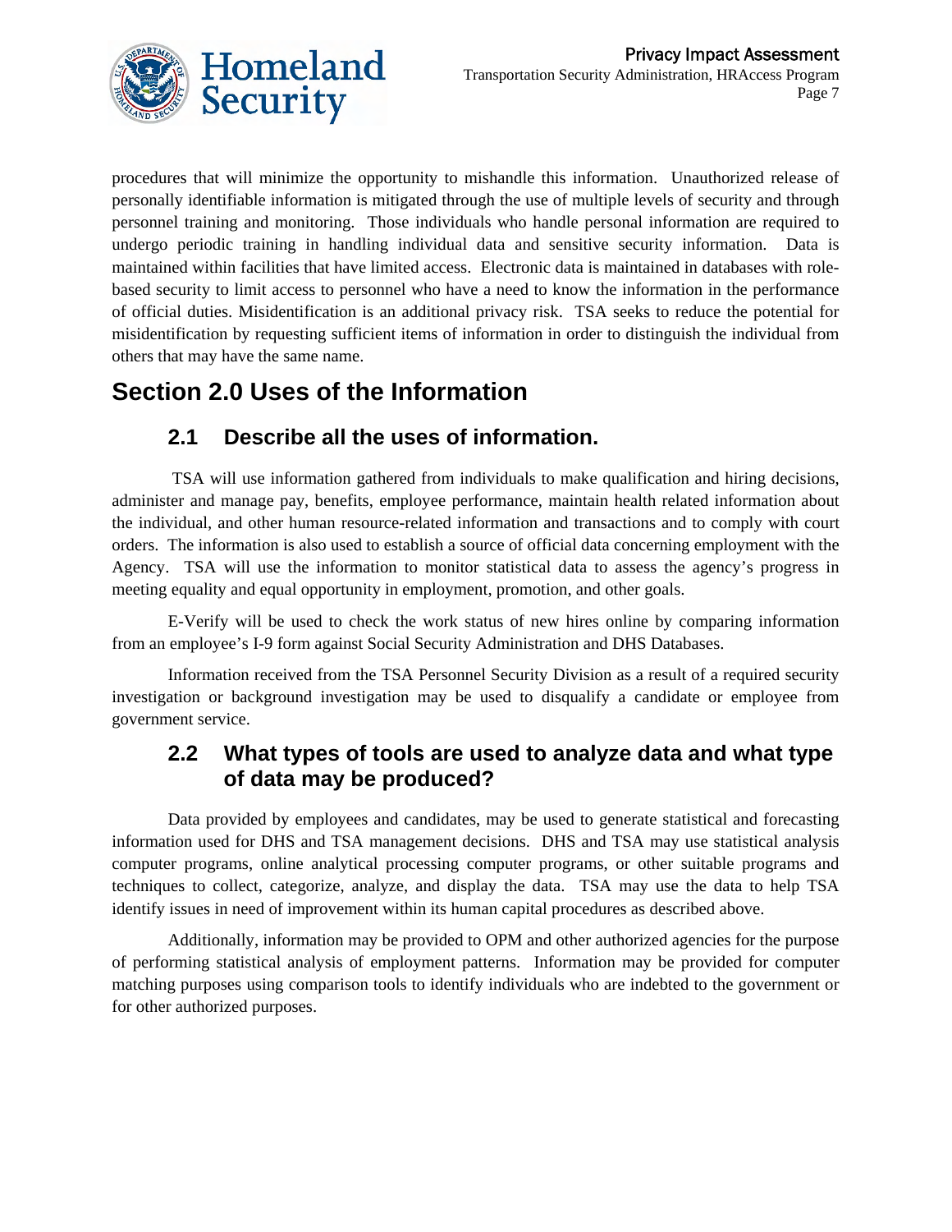procedures that will minimize the opportunity to mishandle this information. Unauthorized release of personally identifiable information is mitigated through the use of multiple levels of security and through personnel training and monitoring. Those individuals who handle personal information are required to undergo periodic training in handling individual data and sensitive security information. Data is maintained within facilities that have limited access. Electronic data is maintained in databases with role-based security to limit access to personnel who have a need to know the information in the performance of official duties. Misidentification is an additional privacy risk. TSA seeks to reduce the potential for misidentification by requesting sufficient items of information in order to distinguish the individual from others that may have the same name.

# Section 2.0 Uses of the Information

## 2.1 Describe all the uses of information.

TSA will use information gathered from individuals to make qualification and hiring decisions, administer and manage pay, benefits, employee performance, maintain health related information about the individual, and other human resource-related information and transactions and to comply with court orders. The information is also used to establish a source of official data concerning employment with the Agency. TSA will use the information to monitor statistical data to assess the agency's progress in meeting equality and equal opportunity in employment, promotion, and other goals.

E-Verify will be used to check the work status of new hires online by comparing information from an employee's I-9 form against Social Security Administration and DHS Databases.

Information received from the TSA Personnel Security Division as a result of a required security investigation or background investigation may be used to disqualify a candidate or employee from government service.

## 2.2 What types of tools are used to analyze data and what type of data may be produced?

Data provided by employees and candidates, may be used to generate statistical and forecasting information used for DHS and TSA management decisions. DHS and TSA may use statistical analysis computer programs, online analytical processing computer programs, or other suitable programs and techniques to collect, categorize, analyze, and display the data. TSA may use the data to help TSA identify issues in need of improvement within its human capital procedures as described above.

Additionally, information may be provided to OPM and other authorized agencies for the purpose of performing statistical analysis of employment patterns. Information may be provided for computer matching purposes using comparison tools to identify individuals who are indebted to the government or for other authorized purposes.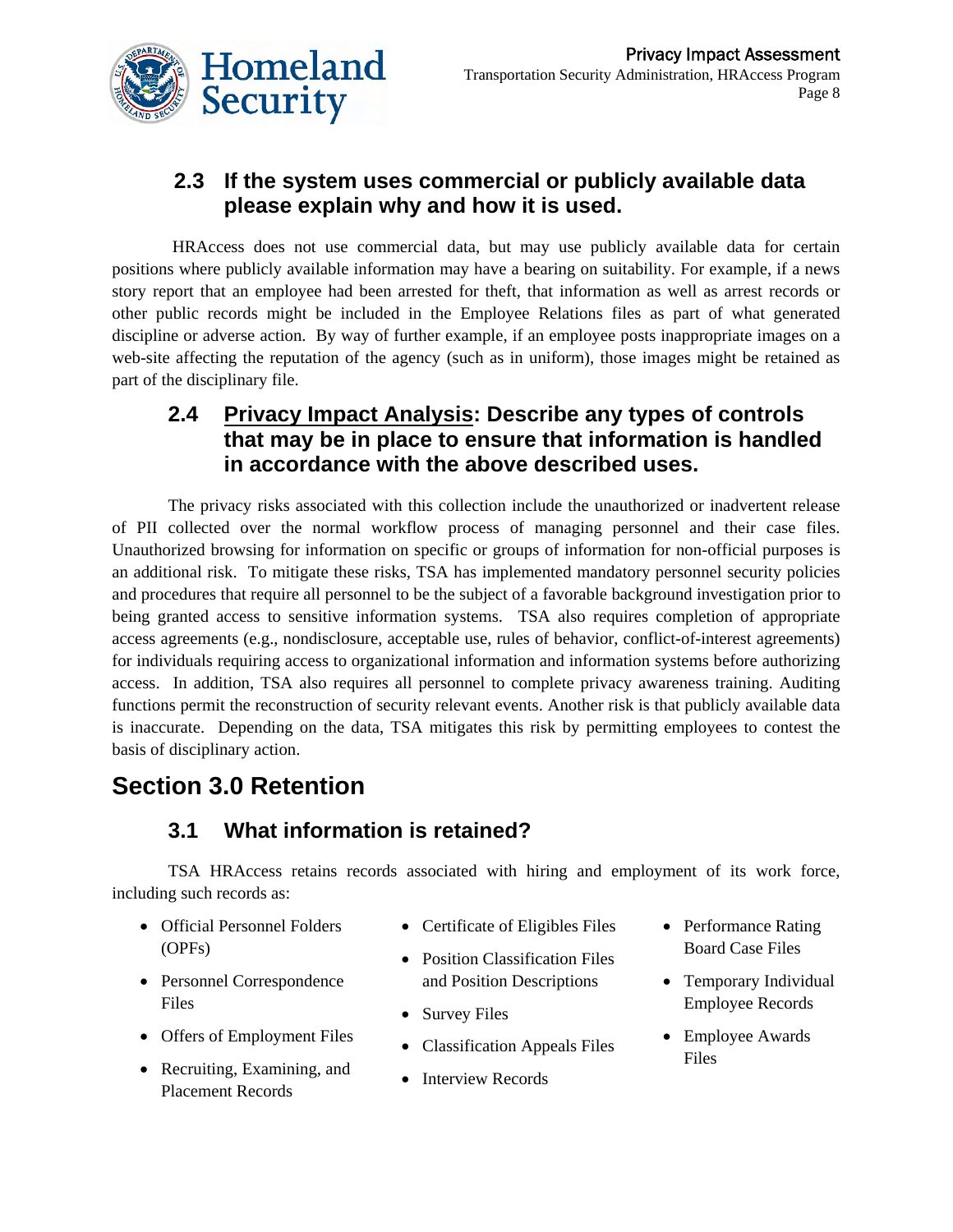### 2.3 If the system uses commercial or publicly available data please explain why and how it is used.

HRAccess does not use commercial data, but may use publicly available data for certain positions where publicly available information may have a bearing on suitability. For example, if a news story report that an employee had been arrested for theft, that information as well as arrest records or other public records might be included in the Employee Relations files as part of what generated discipline or adverse action. By way of further example, if an employee posts inappropriate images on a web-site affecting the reputation of the agency (such as in uniform), those images might be retained as part of the disciplinary file.

### 2.4 Privacy Impact Analysis: Describe any types of controls that may be in place to ensure that information is handled in accordance with the above described uses.

The privacy risks associated with this collection include the unauthorized or inadvertent release of PII collected over the normal workflow process of managing personnel and their case files. Unauthorized browsing for information on specific or groups of information for non-official purposes is an additional risk. To mitigate these risks, TSA has implemented mandatory personnel security policies and procedures that require all personnel to be the subject of a favorable background investigation prior to being granted access to sensitive information systems. TSA also requires completion of appropriate access agreements (e.g., nondisclosure, acceptable use, rules of behavior, conflict-of-interest agreements) for individuals requiring access to organizational information and information systems before authorizing access. In addition, TSA also requires all personnel to complete privacy awareness training. Auditing functions permit the reconstruction of security relevant events. Another risk is that publicly available data is inaccurate. Depending on the data, TSA mitigates this risk by permitting employees to contest the basis of disciplinary action.

## Section 3.0 Retention

### 3.1 What information is retained?

TSA HRAccess retains records associated with hiring and employment of its work force, including such records as:

- Official Personnel Folders (OPFs)
- Personnel Correspondence Files
- Offers of Employment Files
- Recruiting, Examining, and Placement Records
- Certificate of Eligibles Files
- Position Classification Files and Position Descriptions
- Survey Files
- Classification Appeals Files
- Interview Records
- Performance Rating Board Case Files
- Temporary Individual Employee Records
- Employee Awards Files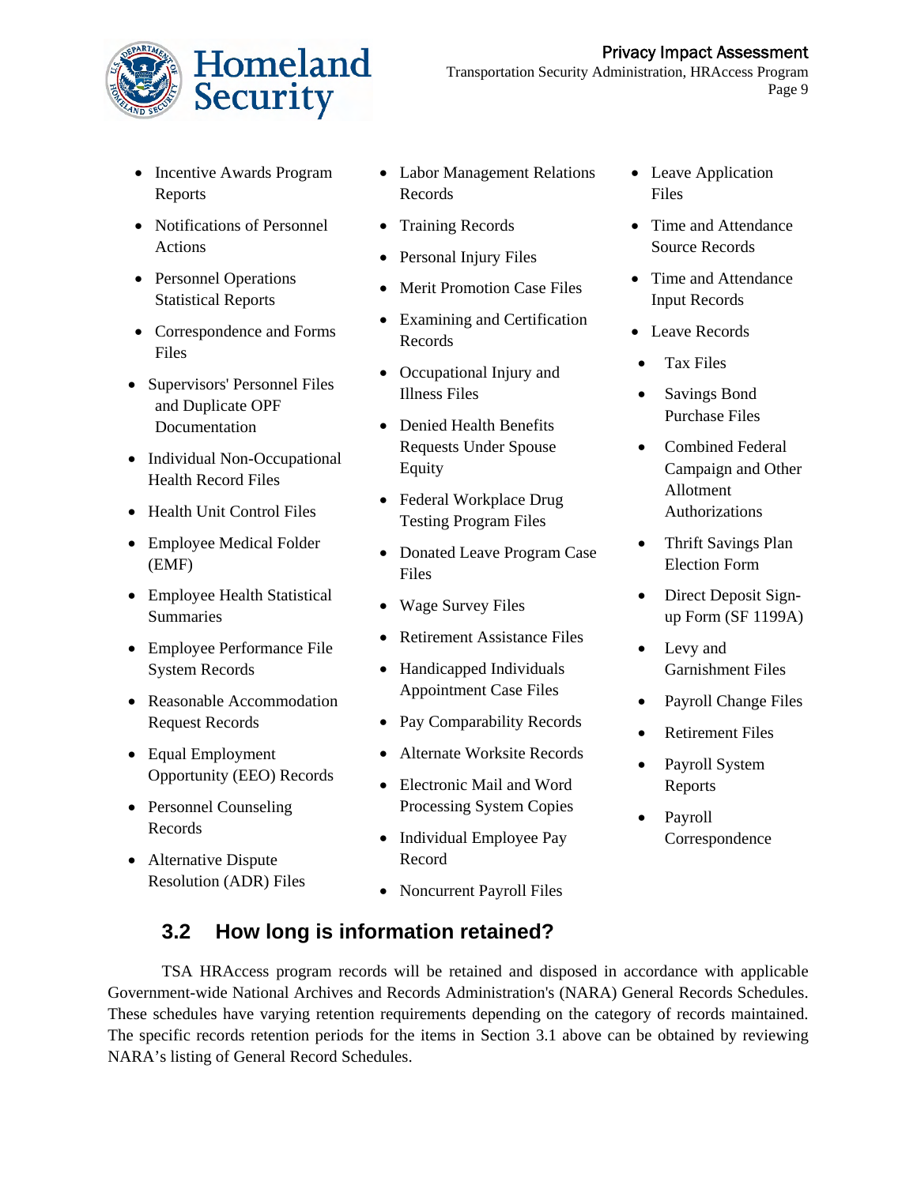- Incentive Awards Program Reports
- Notifications of Personnel Actions
- Personnel Operations Statistical Reports
- Correspondence and Forms Files
- Supervisors' Personnel Files and Duplicate OPF Documentation
- Individual Non-Occupational Health Record Files
- Health Unit Control Files
- Employee Medical Folder (EMF)
- Employee Health Statistical Summaries
- Employee Performance File System Records
- Reasonable Accommodation Request Records
- Equal Employment Opportunity (EEO) Records
- Personnel Counseling Records
- Alternative Dispute Resolution (ADR) Files
- Labor Management Relations Records
- Training Records
- Personal Injury Files
- Merit Promotion Case Files
- Examining and Certification Records
- Occupational Injury and Illness Files
- Denied Health Benefits Requests Under Spouse Equity
- Federal Workplace Drug Testing Program Files
- Donated Leave Program Case Files
- Wage Survey Files
- Retirement Assistance Files
- Handicapped Individuals Appointment Case Files
- Pay Comparability Records
- Alternate Worksite Records
- Electronic Mail and Word Processing System Copies
- Individual Employee Pay Record
- Noncurrent Payroll Files
- Leave Application Files
- Time and Attendance Source Records
- Time and Attendance Input Records
- Leave Records
- Tax Files
- Savings Bond Purchase Files
- Combined Federal Campaign and Other Allotment Authorizations
- Thrift Savings Plan Election Form
- Direct Deposit Sign-up Form (SF 1199A)
- Levy and Garnishment Files
- Payroll Change Files
- Retirement Files
- Payroll System Reports
- Payroll Correspondence

## 3.2 How long is information retained?

TSA HRAccess program records will be retained and disposed in accordance with applicable Government-wide National Archives and Records Administration's (NARA) General Records Schedules. These schedules have varying retention requirements depending on the category of records maintained. The specific records retention periods for the items in Section 3.1 above can be obtained by reviewing NARA's listing of General Record Schedules.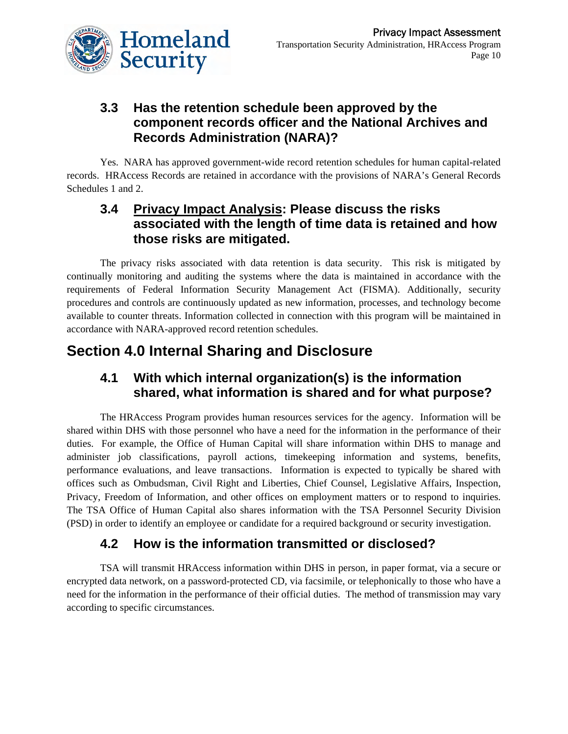### 3.3 Has the retention schedule been approved by the component records officer and the National Archives and Records Administration (NARA)?

Yes. NARA has approved government-wide record retention schedules for human capital-related records. HRAccess Records are retained in accordance with the provisions of NARA's General Records Schedules 1 and 2.

### 3.4 <u>Privacy Impact Analysis</u>: Please discuss the risks associated with the length of time data is retained and how those risks are mitigated.

The privacy risks associated with data retention is data security. This risk is mitigated by continually monitoring and auditing the systems where the data is maintained in accordance with the requirements of Federal Information Security Management Act (FISMA). Additionally, security procedures and controls are continuously updated as new information, processes, and technology become available to counter threats. Information collected in connection with this program will be maintained in accordance with NARA-approved record retention schedules.

## Section 4.0 Internal Sharing and Disclosure

### 4.1 With which internal organization(s) is the information shared, what information is shared and for what purpose?

The HRAccess Program provides human resources services for the agency. Information will be shared within DHS with those personnel who have a need for the information in the performance of their duties. For example, the Office of Human Capital will share information within DHS to manage and administer job classifications, payroll actions, timekeeping information and systems, benefits, performance evaluations, and leave transactions. Information is expected to typically be shared with offices such as Ombudsman, Civil Right and Liberties, Chief Counsel, Legislative Affairs, Inspection, Privacy, Freedom of Information, and other offices on employment matters or to respond to inquiries. The TSA Office of Human Capital also shares information with the TSA Personnel Security Division (PSD) in order to identify an employee or candidate for a required background or security investigation.

### 4.2 How is the information transmitted or disclosed?

TSA will transmit HRAccess information within DHS in person, in paper format, via a secure or encrypted data network, on a password-protected CD, via facsimile, or telephonically to those who have a need for the information in the performance of their official duties. The method of transmission may vary according to specific circumstances.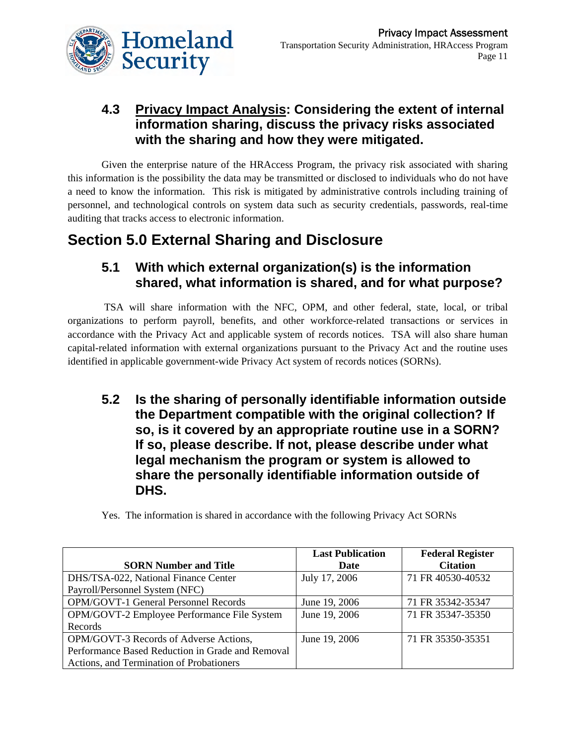### 4.3 Privacy Impact Analysis: Considering the extent of internal information sharing, discuss the privacy risks associated with the sharing and how they were mitigated.

Given the enterprise nature of the HRAccess Program, the privacy risk associated with sharing this information is the possibility the data may be transmitted or disclosed to individuals who do not have a need to know the information. This risk is mitigated by administrative controls including training of personnel, and technological controls on system data such as security credentials, passwords, real-time auditing that tracks access to electronic information.

## Section 5.0 External Sharing and Disclosure

### 5.1 With which external organization(s) is the information shared, what information is shared, and for what purpose?

TSA will share information with the NFC, OPM, and other federal, state, local, or tribal organizations to perform payroll, benefits, and other workforce-related transactions or services in accordance with the Privacy Act and applicable system of records notices. TSA will also share human capital-related information with external organizations pursuant to the Privacy Act and the routine uses identified in applicable government-wide Privacy Act system of records notices (SORNs).

### 5.2 Is the sharing of personally identifiable information outside the Department compatible with the original collection? If so, is it covered by an appropriate routine use in a SORN? If so, please describe. If not, please describe under what legal mechanism the program or system is allowed to share the personally identifiable information outside of DHS.

Yes. The information is shared in accordance with the following Privacy Act SORNs

| SORN Number and Title | Last Publication Date | Federal Register Citation |
|---|---|---|
| DHS/TSA-022, National Finance Center Payroll/Personnel System (NFC) | July 17, 2006 | 71 FR 40530-40532 |
| OPM/GOVT-1 General Personnel Records | June 19, 2006 | 71 FR 35342-35347 |
| OPM/GOVT-2 Employee Performance File System Records | June 19, 2006 | 71 FR 35347-35350 |
| OPM/GOVT-3 Records of Adverse Actions, Performance Based Reduction in Grade and Removal Actions, and Termination of Probationers | June 19, 2006 | 71 FR 35350-35351 |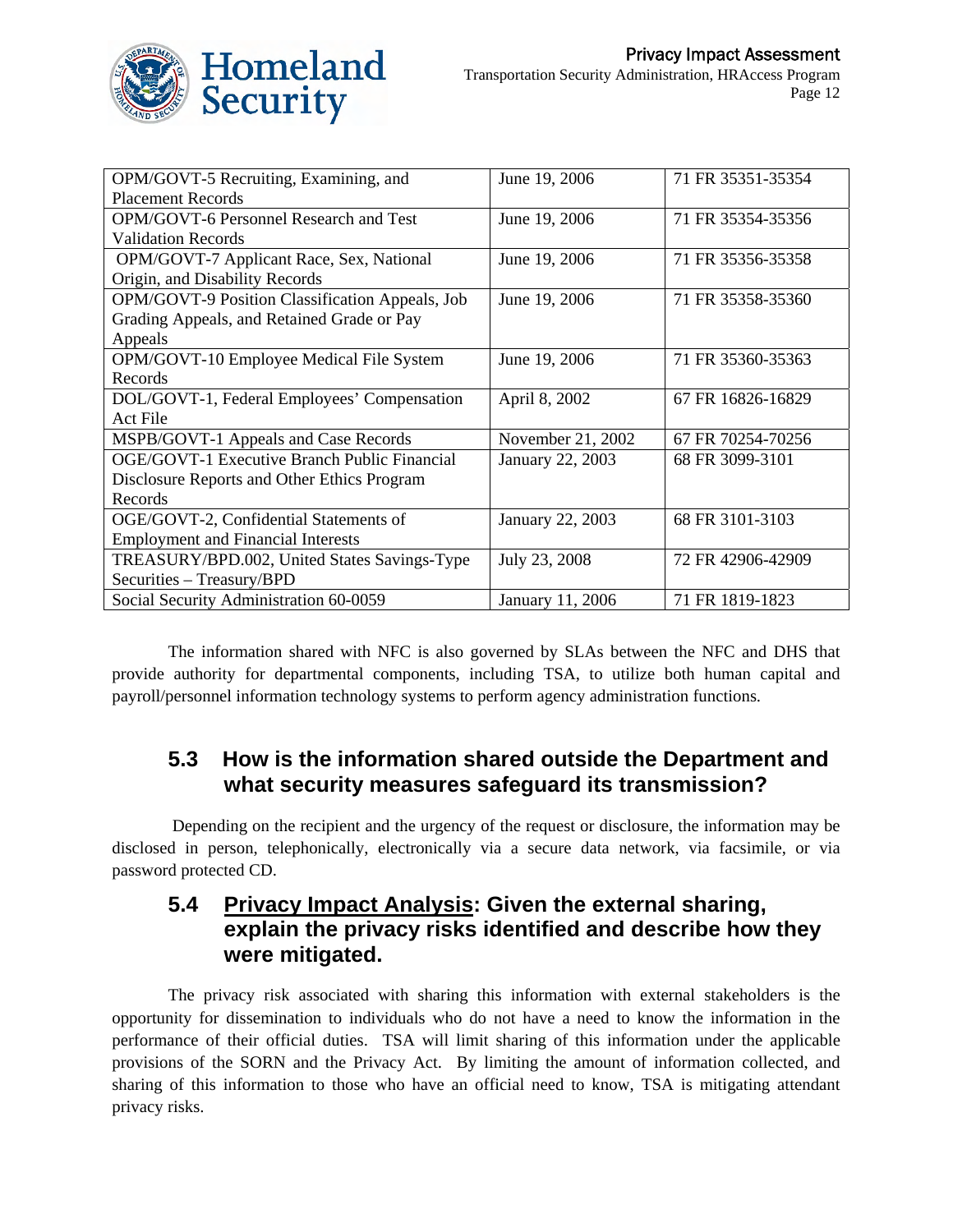| OPM/GOVT-5 Recruiting, Examining, and Placement Records | June 19, 2006 | 71 FR 35351-35354 |
|---|---|---|
| OPM/GOVT-6 Personnel Research and Test Validation Records | June 19, 2006 | 71 FR 35354-35356 |
| OPM/GOVT-7 Applicant Race, Sex, National Origin, and Disability Records | June 19, 2006 | 71 FR 35356-35358 |
| OPM/GOVT-9 Position Classification Appeals, Job Grading Appeals, and Retained Grade or Pay Appeals | June 19, 2006 | 71 FR 35358-35360 |
| OPM/GOVT-10 Employee Medical File System Records | June 19, 2006 | 71 FR 35360-35363 |
| DOL/GOVT-1, Federal Employees' Compensation Act File | April 8, 2002 | 67 FR 16826-16829 |
| MSPB/GOVT-1 Appeals and Case Records | November 21, 2002 | 67 FR 70254-70256 |
| OGE/GOVT-1 Executive Branch Public Financial Disclosure Reports and Other Ethics Program Records | January 22, 2003 | 68 FR 3099-3101 |
| OGE/GOVT-2, Confidential Statements of Employment and Financial Interests | January 22, 2003 | 68 FR 3101-3103 |
| TREASURY/BPD.002, United States Savings-Type Securities – Treasury/BPD | July 23, 2008 | 72 FR 42906-42909 |
| Social Security Administration 60-0059 | January 11, 2006 | 71 FR 1819-1823 |

The information shared with NFC is also governed by SLAs between the NFC and DHS that provide authority for departmental components, including TSA, to utilize both human capital and payroll/personnel information technology systems to perform agency administration functions.

## 5.3 How is the information shared outside the Department and what security measures safeguard its transmission?

Depending on the recipient and the urgency of the request or disclosure, the information may be disclosed in person, telephonically, electronically via a secure data network, via facsimile, or via password protected CD.

## 5.4 <u>Privacy Impact Analysis</u>: Given the external sharing, explain the privacy risks identified and describe how they were mitigated.

The privacy risk associated with sharing this information with external stakeholders is the opportunity for dissemination to individuals who do not have a need to know the information in the performance of their official duties. TSA will limit sharing of this information under the applicable provisions of the SORN and the Privacy Act. By limiting the amount of information collected, and sharing of this information to those who have an official need to know, TSA is mitigating attendant privacy risks.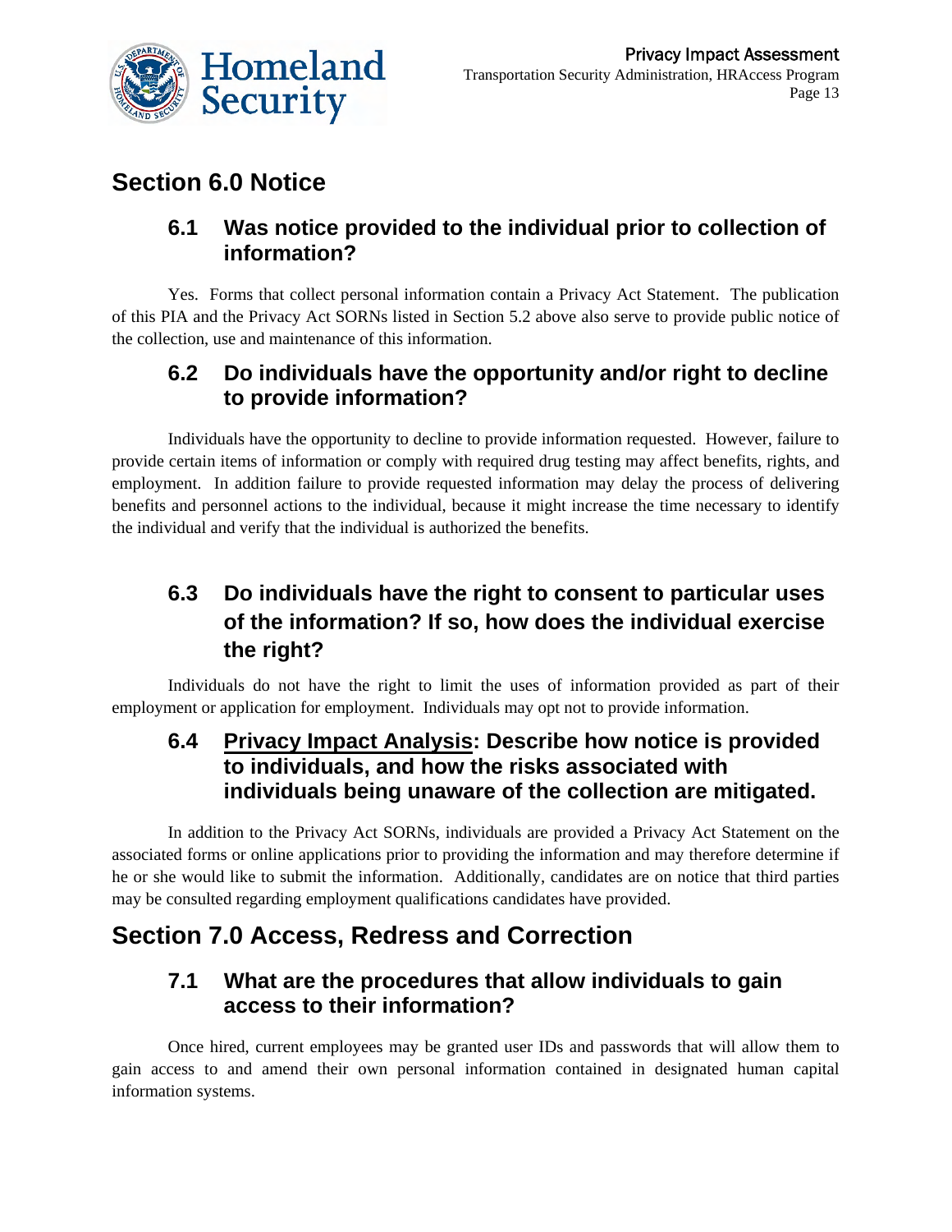# Section 6.0 Notice

## 6.1 Was notice provided to the individual prior to collection of information?

Yes. Forms that collect personal information contain a Privacy Act Statement. The publication of this PIA and the Privacy Act SORNs listed in Section 5.2 above also serve to provide public notice of the collection, use and maintenance of this information.

## 6.2 Do individuals have the opportunity and/or right to decline to provide information?

Individuals have the opportunity to decline to provide information requested. However, failure to provide certain items of information or comply with required drug testing may affect benefits, rights, and employment. In addition failure to provide requested information may delay the process of delivering benefits and personnel actions to the individual, because it might increase the time necessary to identify the individual and verify that the individual is authorized the benefits.

## 6.3 Do individuals have the right to consent to particular uses of the information? If so, how does the individual exercise the right?

Individuals do not have the right to limit the uses of information provided as part of their employment or application for employment. Individuals may opt not to provide information.

## 6.4 Privacy Impact Analysis: Describe how notice is provided to individuals, and how the risks associated with individuals being unaware of the collection are mitigated.

In addition to the Privacy Act SORNs, individuals are provided a Privacy Act Statement on the associated forms or online applications prior to providing the information and may therefore determine if he or she would like to submit the information. Additionally, candidates are on notice that third parties may be consulted regarding employment qualifications candidates have provided.

# Section 7.0 Access, Redress and Correction

## 7.1 What are the procedures that allow individuals to gain access to their information?

Once hired, current employees may be granted user IDs and passwords that will allow them to gain access to and amend their own personal information contained in designated human capital information systems.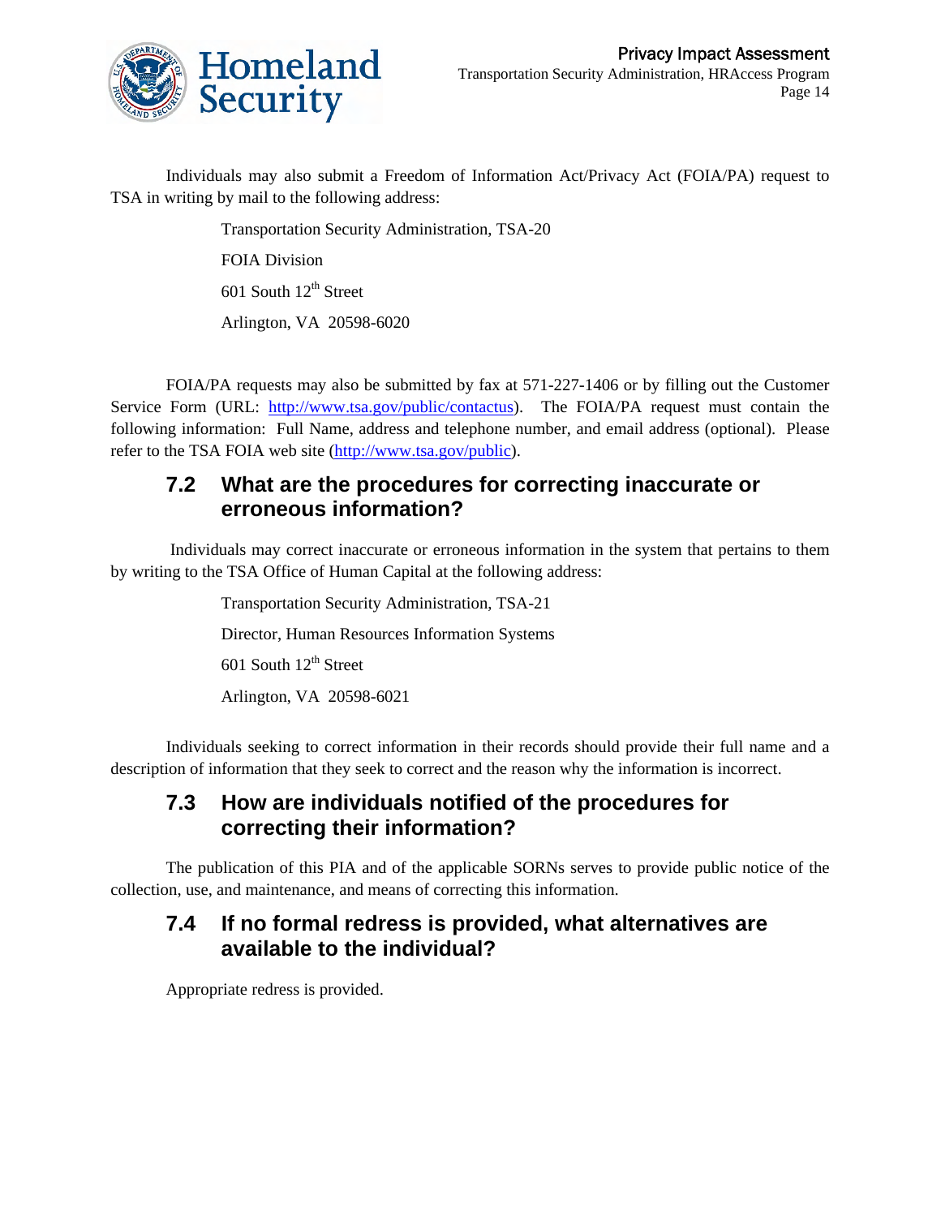Individuals may also submit a Freedom of Information Act/Privacy Act (FOIA/PA) request to TSA in writing by mail to the following address:

Transportation Security Administration, TSA-20

FOIA Division

601 South 12th Street

Arlington, VA 20598-6020

FOIA/PA requests may also be submitted by fax at 571-227-1406 or by filling out the Customer Service Form (URL: http://www.tsa.gov/public/contactus). The FOIA/PA request must contain the following information: Full Name, address and telephone number, and email address (optional). Please refer to the TSA FOIA web site (http://www.tsa.gov/public).

### 7.2 What are the procedures for correcting inaccurate or erroneous information?

Individuals may correct inaccurate or erroneous information in the system that pertains to them by writing to the TSA Office of Human Capital at the following address:

Transportation Security Administration, TSA-21

Director, Human Resources Information Systems

601 South 12th Street

Arlington, VA 20598-6021

Individuals seeking to correct information in their records should provide their full name and a description of information that they seek to correct and the reason why the information is incorrect.

### 7.3 How are individuals notified of the procedures for correcting their information?

The publication of this PIA and of the applicable SORNs serves to provide public notice of the collection, use, and maintenance, and means of correcting this information.

### 7.4 If no formal redress is provided, what alternatives are available to the individual?

Appropriate redress is provided.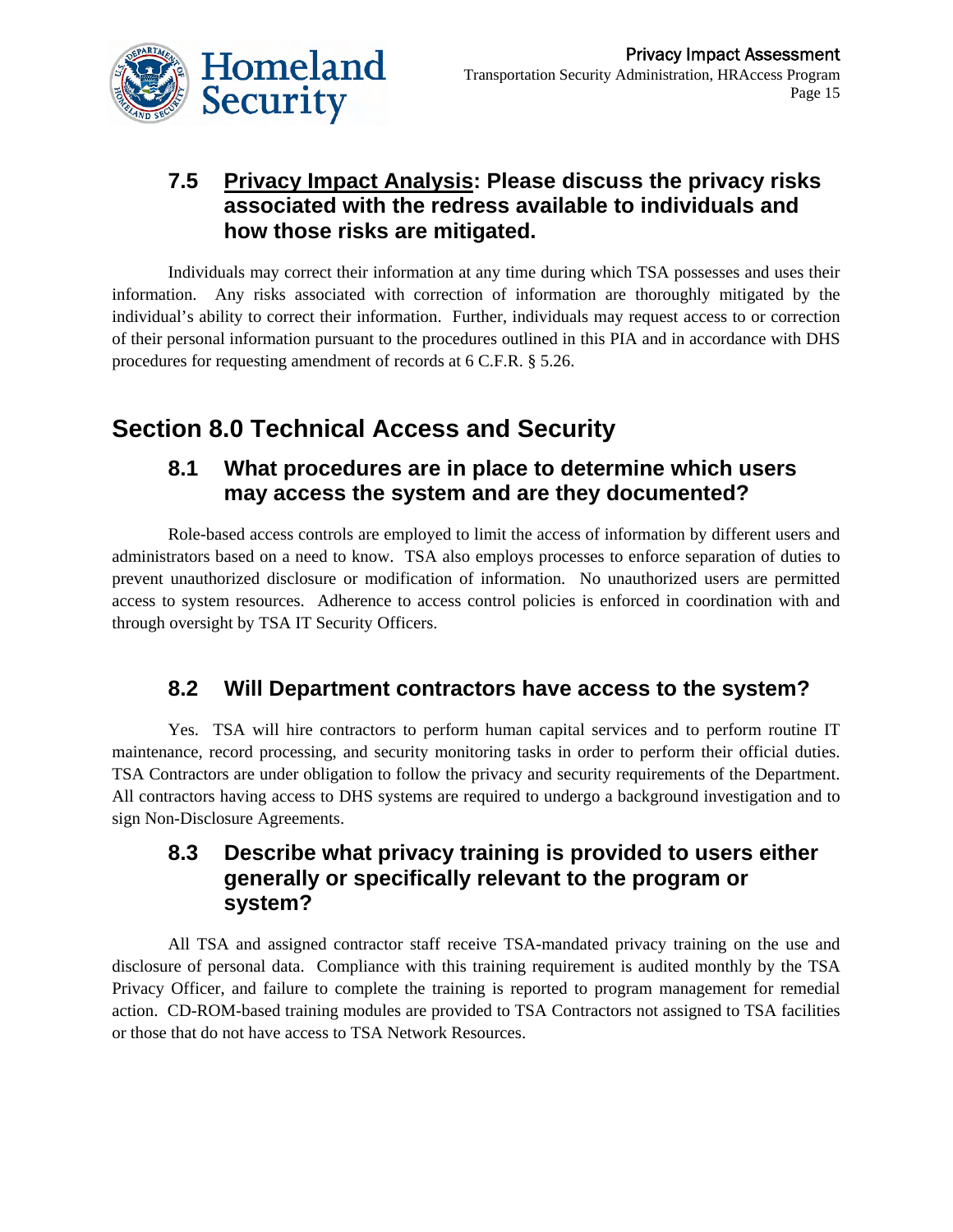### 7.5 <u>Privacy Impact Analysis</u>: Please discuss the privacy risks associated with the redress available to individuals and how those risks are mitigated.

Individuals may correct their information at any time during which TSA possesses and uses their information. Any risks associated with correction of information are thoroughly mitigated by the individual's ability to correct their information. Further, individuals may request access to or correction of their personal information pursuant to the procedures outlined in this PIA and in accordance with DHS procedures for requesting amendment of records at 6 C.F.R. § 5.26.

## Section 8.0 Technical Access and Security

### 8.1 What procedures are in place to determine which users may access the system and are they documented?

Role-based access controls are employed to limit the access of information by different users and administrators based on a need to know. TSA also employs processes to enforce separation of duties to prevent unauthorized disclosure or modification of information. No unauthorized users are permitted access to system resources. Adherence to access control policies is enforced in coordination with and through oversight by TSA IT Security Officers.

### 8.2 Will Department contractors have access to the system?

Yes. TSA will hire contractors to perform human capital services and to perform routine IT maintenance, record processing, and security monitoring tasks in order to perform their official duties. TSA Contractors are under obligation to follow the privacy and security requirements of the Department. All contractors having access to DHS systems are required to undergo a background investigation and to sign Non-Disclosure Agreements.

### 8.3 Describe what privacy training is provided to users either generally or specifically relevant to the program or system?

All TSA and assigned contractor staff receive TSA-mandated privacy training on the use and disclosure of personal data. Compliance with this training requirement is audited monthly by the TSA Privacy Officer, and failure to complete the training is reported to program management for remedial action. CD-ROM-based training modules are provided to TSA Contractors not assigned to TSA facilities or those that do not have access to TSA Network Resources.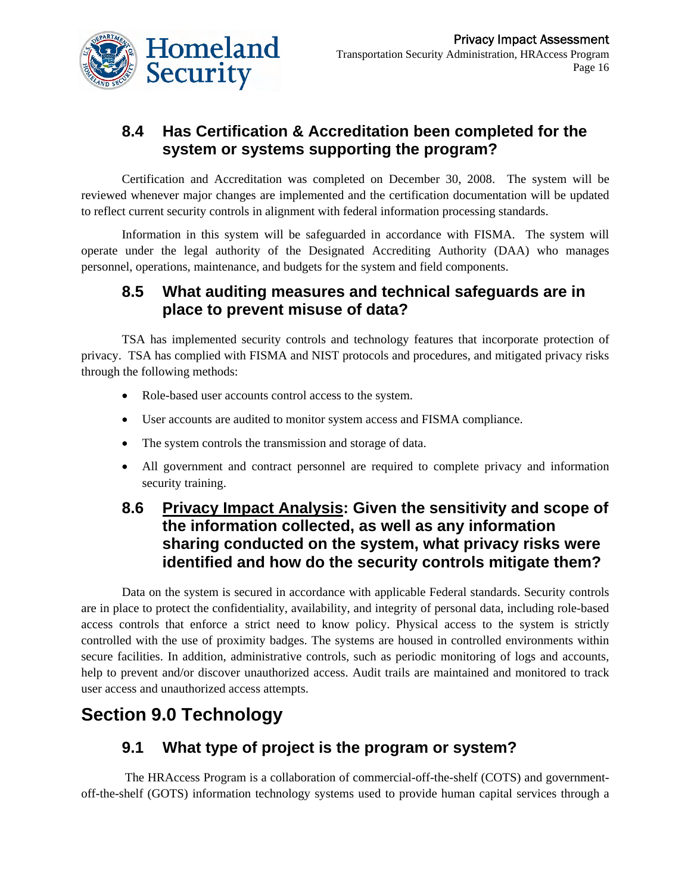### 8.4 Has Certification & Accreditation been completed for the system or systems supporting the program?

Certification and Accreditation was completed on December 30, 2008. The system will be reviewed whenever major changes are implemented and the certification documentation will be updated to reflect current security controls in alignment with federal information processing standards.

Information in this system will be safeguarded in accordance with FISMA. The system will operate under the legal authority of the Designated Accrediting Authority (DAA) who manages personnel, operations, maintenance, and budgets for the system and field components.

### 8.5 What auditing measures and technical safeguards are in place to prevent misuse of data?

TSA has implemented security controls and technology features that incorporate protection of privacy. TSA has complied with FISMA and NIST protocols and procedures, and mitigated privacy risks through the following methods:

- Role-based user accounts control access to the system.
- User accounts are audited to monitor system access and FISMA compliance.
- The system controls the transmission and storage of data.
- All government and contract personnel are required to complete privacy and information security training.

### 8.6 Privacy Impact Analysis: Given the sensitivity and scope of the information collected, as well as any information sharing conducted on the system, what privacy risks were identified and how do the security controls mitigate them?

Data on the system is secured in accordance with applicable Federal standards. Security controls are in place to protect the confidentiality, availability, and integrity of personal data, including role-based access controls that enforce a strict need to know policy. Physical access to the system is strictly controlled with the use of proximity badges. The systems are housed in controlled environments within secure facilities. In addition, administrative controls, such as periodic monitoring of logs and accounts, help to prevent and/or discover unauthorized access. Audit trails are maintained and monitored to track user access and unauthorized access attempts.

## Section 9.0 Technology

### 9.1 What type of project is the program or system?

The HRAccess Program is a collaboration of commercial-off-the-shelf (COTS) and government-off-the-shelf (GOTS) information technology systems used to provide human capital services through a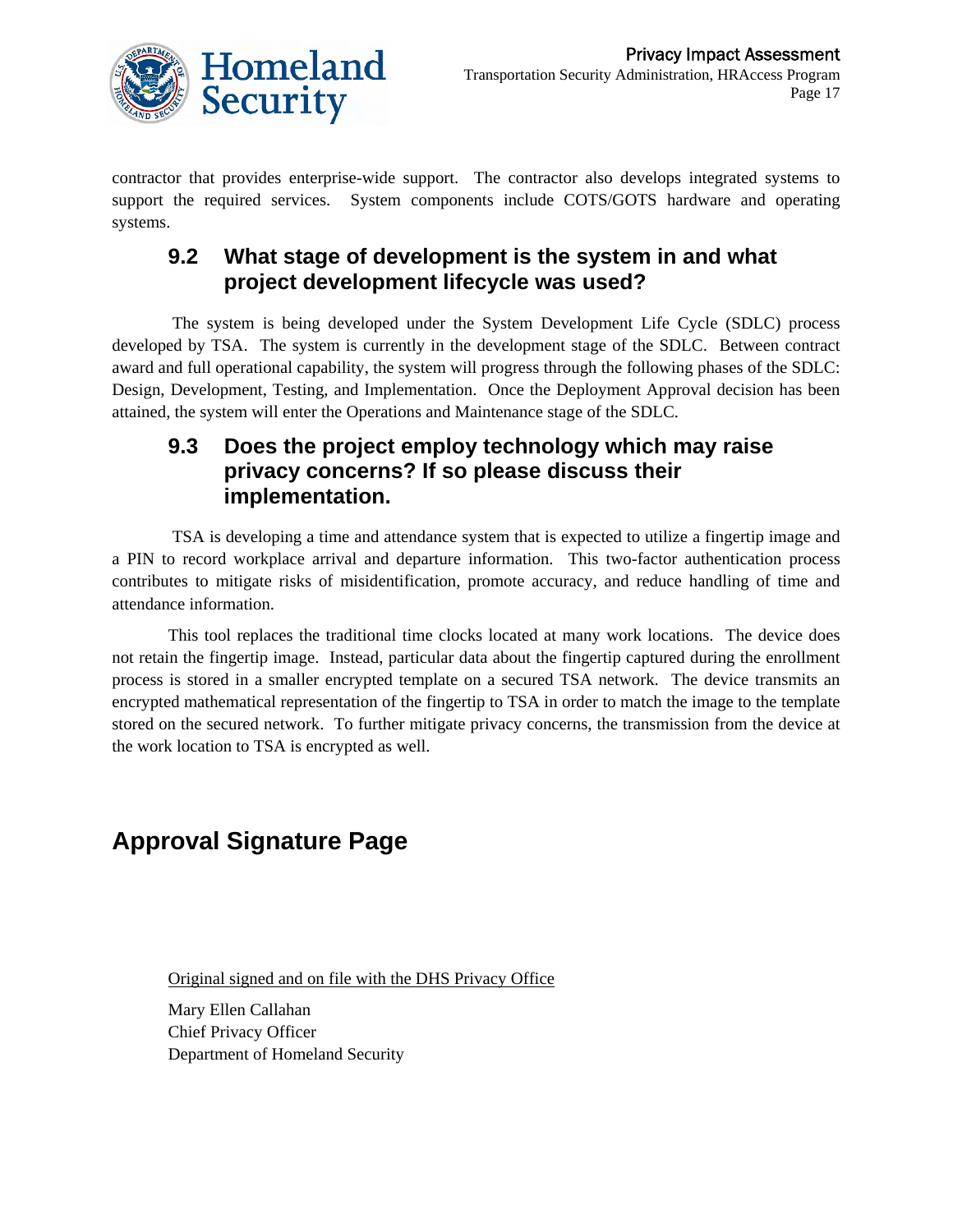contractor that provides enterprise-wide support. The contractor also develops integrated systems to support the required services. System components include COTS/GOTS hardware and operating systems.

### 9.2 What stage of development is the system in and what project development lifecycle was used?

The system is being developed under the System Development Life Cycle (SDLC) process developed by TSA. The system is currently in the development stage of the SDLC. Between contract award and full operational capability, the system will progress through the following phases of the SDLC: Design, Development, Testing, and Implementation. Once the Deployment Approval decision has been attained, the system will enter the Operations and Maintenance stage of the SDLC.

### 9.3 Does the project employ technology which may raise privacy concerns? If so please discuss their implementation.

TSA is developing a time and attendance system that is expected to utilize a fingertip image and a PIN to record workplace arrival and departure information. This two-factor authentication process contributes to mitigate risks of misidentification, promote accuracy, and reduce handling of time and attendance information.

This tool replaces the traditional time clocks located at many work locations. The device does not retain the fingertip image. Instead, particular data about the fingertip captured during the enrollment process is stored in a smaller encrypted template on a secured TSA network. The device transmits an encrypted mathematical representation of the fingertip to TSA in order to match the image to the template stored on the secured network. To further mitigate privacy concerns, the transmission from the device at the work location to TSA is encrypted as well.

## Approval Signature Page

Original signed and on file with the DHS Privacy Office

Mary Ellen Callahan
Chief Privacy Officer
Department of Homeland Security